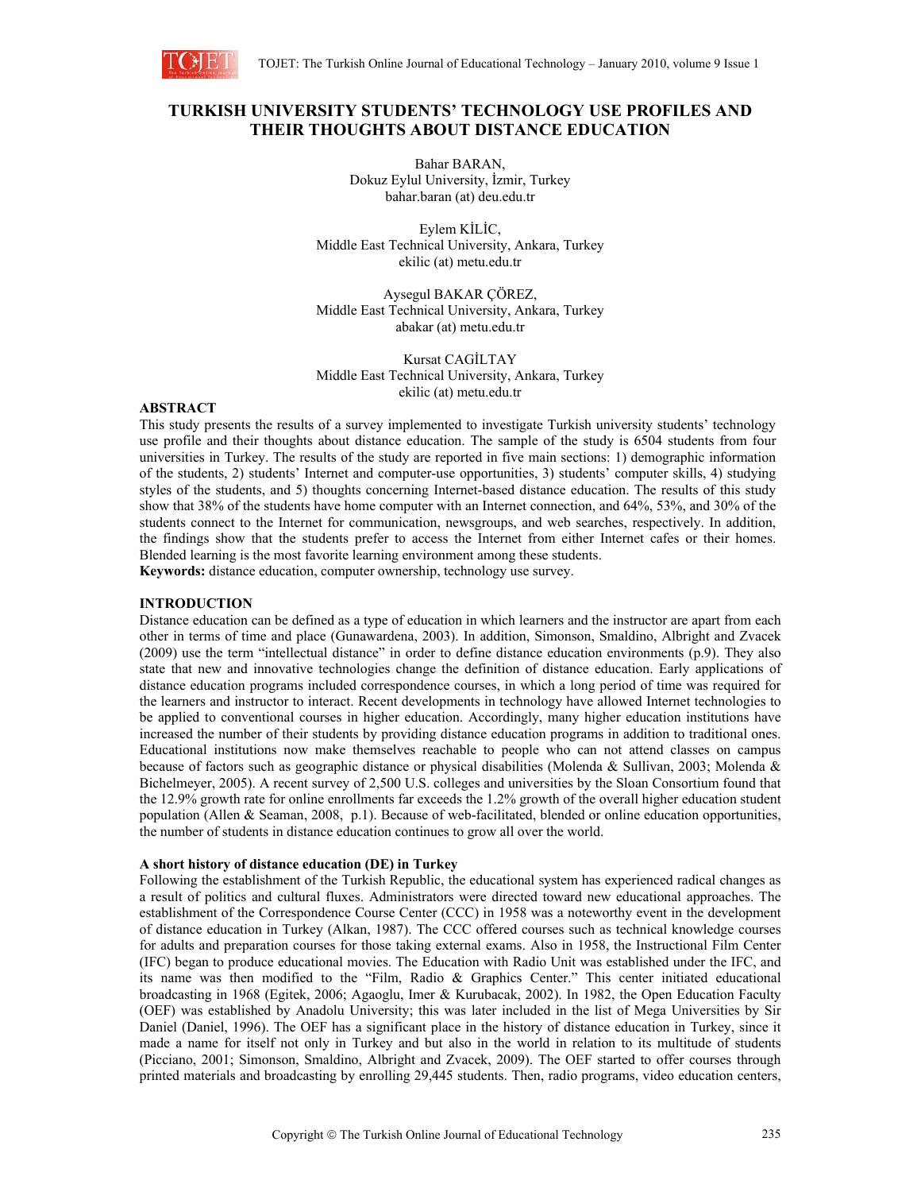# TURKISH UNIVERSITY STUDENTS' TECHNOLOGY USE PROFILES AND THEIR THOUGHTS ABOUT DISTANCE EDUCATION

Bahar BARAN,
Dokuz Eylul University, İzmir, Turkey
bahar.baran (at) deu.edu.tr

Eylem KİLİC,
Middle East Technical University, Ankara, Turkey
ekilic (at) metu.edu.tr

Aysegul BAKAR ÇÖREZ,
Middle East Technical University, Ankara, Turkey
abakar (at) metu.edu.tr

Kursat CAGİLTAY
Middle East Technical University, Ankara, Turkey
ekilic (at) metu.edu.tr

## ABSTRACT

This study presents the results of a survey implemented to investigate Turkish university students' technology use profile and their thoughts about distance education. The sample of the study is 6504 students from four universities in Turkey. The results of the study are reported in five main sections: 1) demographic information of the students, 2) students' Internet and computer-use opportunities, 3) students' computer skills, 4) studying styles of the students, and 5) thoughts concerning Internet-based distance education. The results of this study show that 38% of the students have home computer with an Internet connection, and 64%, 53%, and 30% of the students connect to the Internet for communication, newsgroups, and web searches, respectively. In addition, the findings show that the students prefer to access the Internet from either Internet cafes or their homes. Blended learning is the most favorite learning environment among these students.

**Keywords:** distance education, computer ownership, technology use survey.

## INTRODUCTION

Distance education can be defined as a type of education in which learners and the instructor are apart from each other in terms of time and place (Gunawardena, 2003). In addition, Simonson, Smaldino, Albright and Zvacek (2009) use the term "intellectual distance" in order to define distance education environments (p.9). They also state that new and innovative technologies change the definition of distance education. Early applications of distance education programs included correspondence courses, in which a long period of time was required for the learners and instructor to interact. Recent developments in technology have allowed Internet technologies to be applied to conventional courses in higher education. Accordingly, many higher education institutions have increased the number of their students by providing distance education programs in addition to traditional ones. Educational institutions now make themselves reachable to people who can not attend classes on campus because of factors such as geographic distance or physical disabilities (Molenda & Sullivan, 2003; Molenda & Bichelmeyer, 2005). A recent survey of 2,500 U.S. colleges and universities by the Sloan Consortium found that the 12.9% growth rate for online enrollments far exceeds the 1.2% growth of the overall higher education student population (Allen & Seaman, 2008, p.1). Because of web-facilitated, blended or online education opportunities, the number of students in distance education continues to grow all over the world.

### A short history of distance education (DE) in Turkey

Following the establishment of the Turkish Republic, the educational system has experienced radical changes as a result of politics and cultural fluxes. Administrators were directed toward new educational approaches. The establishment of the Correspondence Course Center (CCC) in 1958 was a noteworthy event in the development of distance education in Turkey (Alkan, 1987). The CCC offered courses such as technical knowledge courses for adults and preparation courses for those taking external exams. Also in 1958, the Instructional Film Center (IFC) began to produce educational movies. The Education with Radio Unit was established under the IFC, and its name was then modified to the "Film, Radio & Graphics Center." This center initiated educational broadcasting in 1968 (Egitek, 2006; Agaoglu, Imer & Kurubacak, 2002). In 1982, the Open Education Faculty (OEF) was established by Anadolu University; this was later included in the list of Mega Universities by Sir Daniel (Daniel, 1996). The OEF has a significant place in the history of distance education in Turkey, since it made a name for itself not only in Turkey and but also in the world in relation to its multitude of students (Picciano, 2001; Simonson, Smaldino, Albright and Zvacek, 2009). The OEF started to offer courses through printed materials and broadcasting by enrolling 29,445 students. Then, radio programs, video education centers,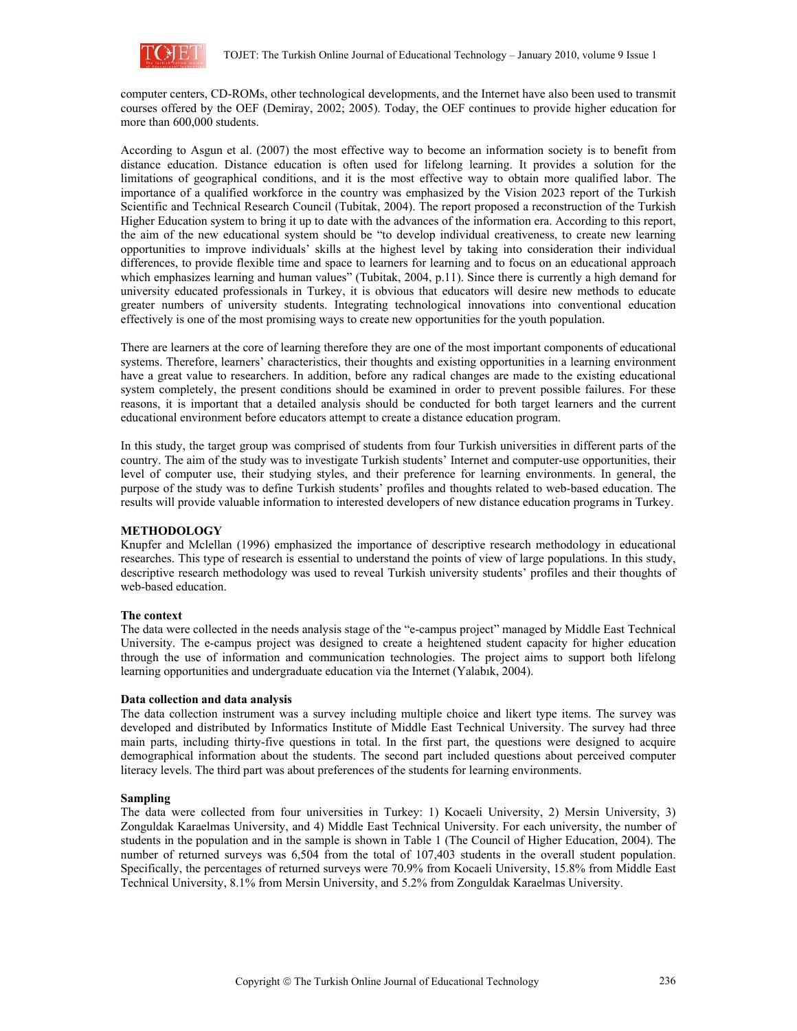computer centers, CD-ROMs, other technological developments, and the Internet have also been used to transmit courses offered by the OEF (Demiray, 2002; 2005). Today, the OEF continues to provide higher education for more than 600,000 students.

According to Asgun et al. (2007) the most effective way to become an information society is to benefit from distance education. Distance education is often used for lifelong learning. It provides a solution for the limitations of geographical conditions, and it is the most effective way to obtain more qualified labor. The importance of a qualified workforce in the country was emphasized by the Vision 2023 report of the Turkish Scientific and Technical Research Council (Tubitak, 2004). The report proposed a reconstruction of the Turkish Higher Education system to bring it up to date with the advances of the information era. According to this report, the aim of the new educational system should be "to develop individual creativeness, to create new learning opportunities to improve individuals' skills at the highest level by taking into consideration their individual differences, to provide flexible time and space to learners for learning and to focus on an educational approach which emphasizes learning and human values" (Tubitak, 2004, p.11). Since there is currently a high demand for university educated professionals in Turkey, it is obvious that educators will desire new methods to educate greater numbers of university students. Integrating technological innovations into conventional education effectively is one of the most promising ways to create new opportunities for the youth population.

There are learners at the core of learning therefore they are one of the most important components of educational systems. Therefore, learners' characteristics, their thoughts and existing opportunities in a learning environment have a great value to researchers. In addition, before any radical changes are made to the existing educational system completely, the present conditions should be examined in order to prevent possible failures. For these reasons, it is important that a detailed analysis should be conducted for both target learners and the current educational environment before educators attempt to create a distance education program.

In this study, the target group was comprised of students from four Turkish universities in different parts of the country. The aim of the study was to investigate Turkish students' Internet and computer-use opportunities, their level of computer use, their studying styles, and their preference for learning environments. In general, the purpose of the study was to define Turkish students' profiles and thoughts related to web-based education. The results will provide valuable information to interested developers of new distance education programs in Turkey.

## METHODOLOGY

Knupfer and Mclellan (1996) emphasized the importance of descriptive research methodology in educational researches. This type of research is essential to understand the points of view of large populations. In this study, descriptive research methodology was used to reveal Turkish university students' profiles and their thoughts of web-based education.

### The context

The data were collected in the needs analysis stage of the "e-campus project" managed by Middle East Technical University. The e-campus project was designed to create a heightened student capacity for higher education through the use of information and communication technologies. The project aims to support both lifelong learning opportunities and undergraduate education via the Internet (Yalabık, 2004).

### Data collection and data analysis

The data collection instrument was a survey including multiple choice and likert type items. The survey was developed and distributed by Informatics Institute of Middle East Technical University. The survey had three main parts, including thirty-five questions in total. In the first part, the questions were designed to acquire demographical information about the students. The second part included questions about perceived computer literacy levels. The third part was about preferences of the students for learning environments.

### Sampling

The data were collected from four universities in Turkey: 1) Kocaeli University, 2) Mersin University, 3) Zonguldak Karaelmas University, and 4) Middle East Technical University. For each university, the number of students in the population and in the sample is shown in Table 1 (The Council of Higher Education, 2004). The number of returned surveys was 6,504 from the total of 107,403 students in the overall student population. Specifically, the percentages of returned surveys were 70.9% from Kocaeli University, 15.8% from Middle East Technical University, 8.1% from Mersin University, and 5.2% from Zonguldak Karaelmas University.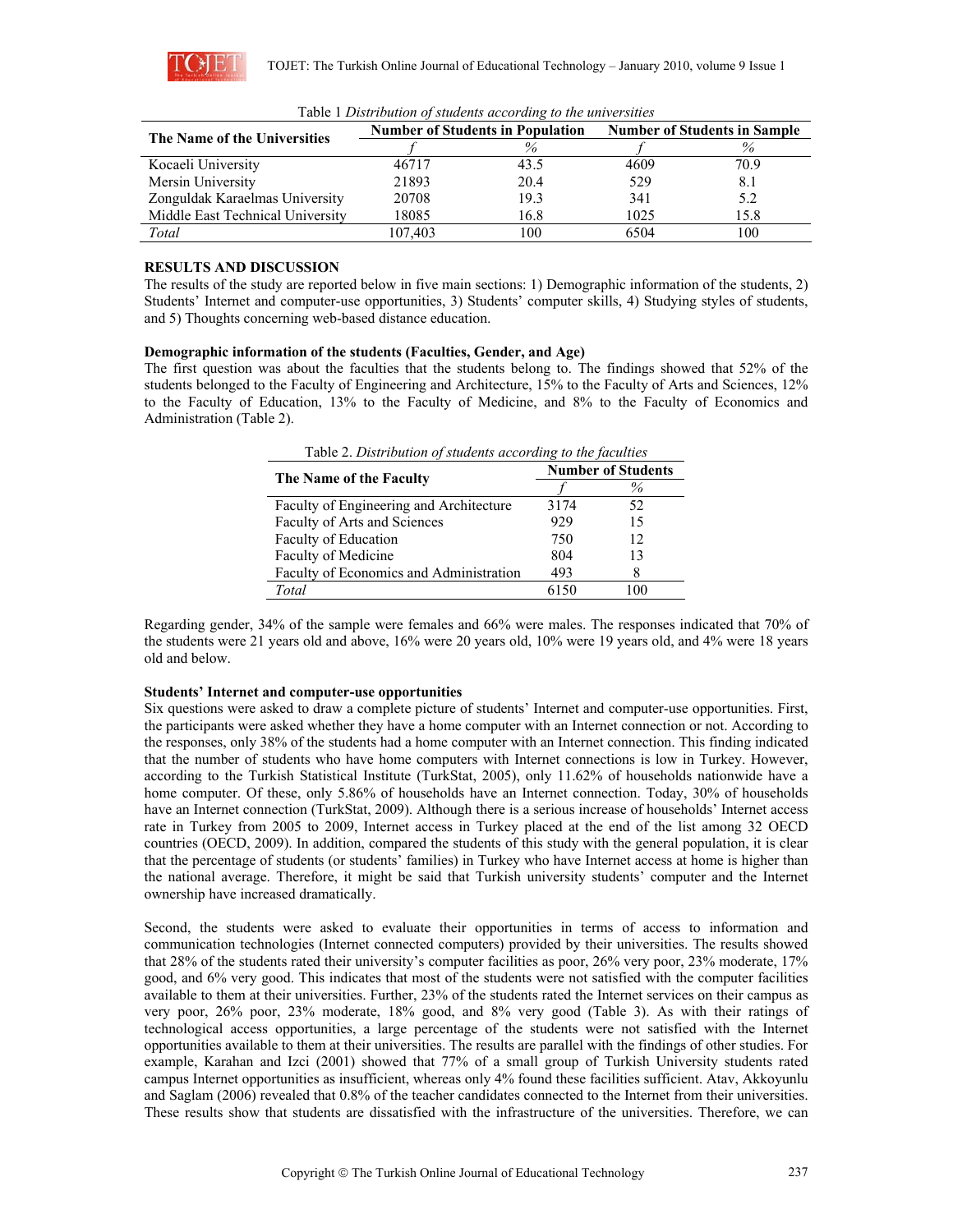Table 1 *Distribution of students according to the universities*

| The Name of the Universities | Number of Students in Population | | Number of Students in Sample | |
|---|---|---|---|---|
| | *f* | % | *f* | % |
| Kocaeli University | 46717 | 43.5 | 4609 | 70.9 |
| Mersin University | 21893 | 20.4 | 529 | 8.1 |
| Zonguldak Karaelmas University | 20708 | 19.3 | 341 | 5.2 |
| Middle East Technical University | 18085 | 16.8 | 1025 | 15.8 |
| *Total* | 107,403 | 100 | 6504 | 100 |

## RESULTS AND DISCUSSION

The results of the study are reported below in five main sections: 1) Demographic information of the students, 2) Students' Internet and computer-use opportunities, 3) Students' computer skills, 4) Studying styles of students, and 5) Thoughts concerning web-based distance education.

### Demographic information of the students (Faculties, Gender, and Age)

The first question was about the faculties that the students belong to. The findings showed that 52% of the students belonged to the Faculty of Engineering and Architecture, 15% to the Faculty of Arts and Sciences, 12% to the Faculty of Education, 13% to the Faculty of Medicine, and 8% to the Faculty of Economics and Administration (Table 2).

Table 2. *Distribution of students according to the faculties*

| The Name of the Faculty | Number of Students | |
|---|---|---|
| | *f* | % |
| Faculty of Engineering and Architecture | 3174 | 52 |
| Faculty of Arts and Sciences | 929 | 15 |
| Faculty of Education | 750 | 12 |
| Faculty of Medicine | 804 | 13 |
| Faculty of Economics and Administration | 493 | 8 |
| *Total* | 6150 | 100 |

Regarding gender, 34% of the sample were females and 66% were males. The responses indicated that 70% of the students were 21 years old and above, 16% were 20 years old, 10% were 19 years old, and 4% were 18 years old and below.

### Students' Internet and computer-use opportunities

Six questions were asked to draw a complete picture of students' Internet and computer-use opportunities. First, the participants were asked whether they have a home computer with an Internet connection or not. According to the responses, only 38% of the students had a home computer with an Internet connection. This finding indicated that the number of students who have home computers with Internet connections is low in Turkey. However, according to the Turkish Statistical Institute (TurkStat, 2005), only 11.62% of households nationwide have a home computer. Of these, only 5.86% of households have an Internet connection. Today, 30% of households have an Internet connection (TurkStat, 2009). Although there is a serious increase of households' Internet access rate in Turkey from 2005 to 2009, Internet access in Turkey placed at the end of the list among 32 OECD countries (OECD, 2009). In addition, compared the students of this study with the general population, it is clear that the percentage of students (or students' families) in Turkey who have Internet access at home is higher than the national average. Therefore, it might be said that Turkish university students' computer and the Internet ownership have increased dramatically.

Second, the students were asked to evaluate their opportunities in terms of access to information and communication technologies (Internet connected computers) provided by their universities. The results showed that 28% of the students rated their university's computer facilities as poor, 26% very poor, 23% moderate, 17% good, and 6% very good. This indicates that most of the students were not satisfied with the computer facilities available to them at their universities. Further, 23% of the students rated the Internet services on their campus as very poor, 26% poor, 23% moderate, 18% good, and 8% very good (Table 3). As with their ratings of technological access opportunities, a large percentage of the students were not satisfied with the Internet opportunities available to them at their universities. The results are parallel with the findings of other studies. For example, Karahan and Izci (2001) showed that 77% of a small group of Turkish University students rated campus Internet opportunities as insufficient, whereas only 4% found these facilities sufficient. Atav, Akkoyunlu and Saglam (2006) revealed that 0.8% of the teacher candidates connected to the Internet from their universities. These results show that students are dissatisfied with the infrastructure of the universities. Therefore, we can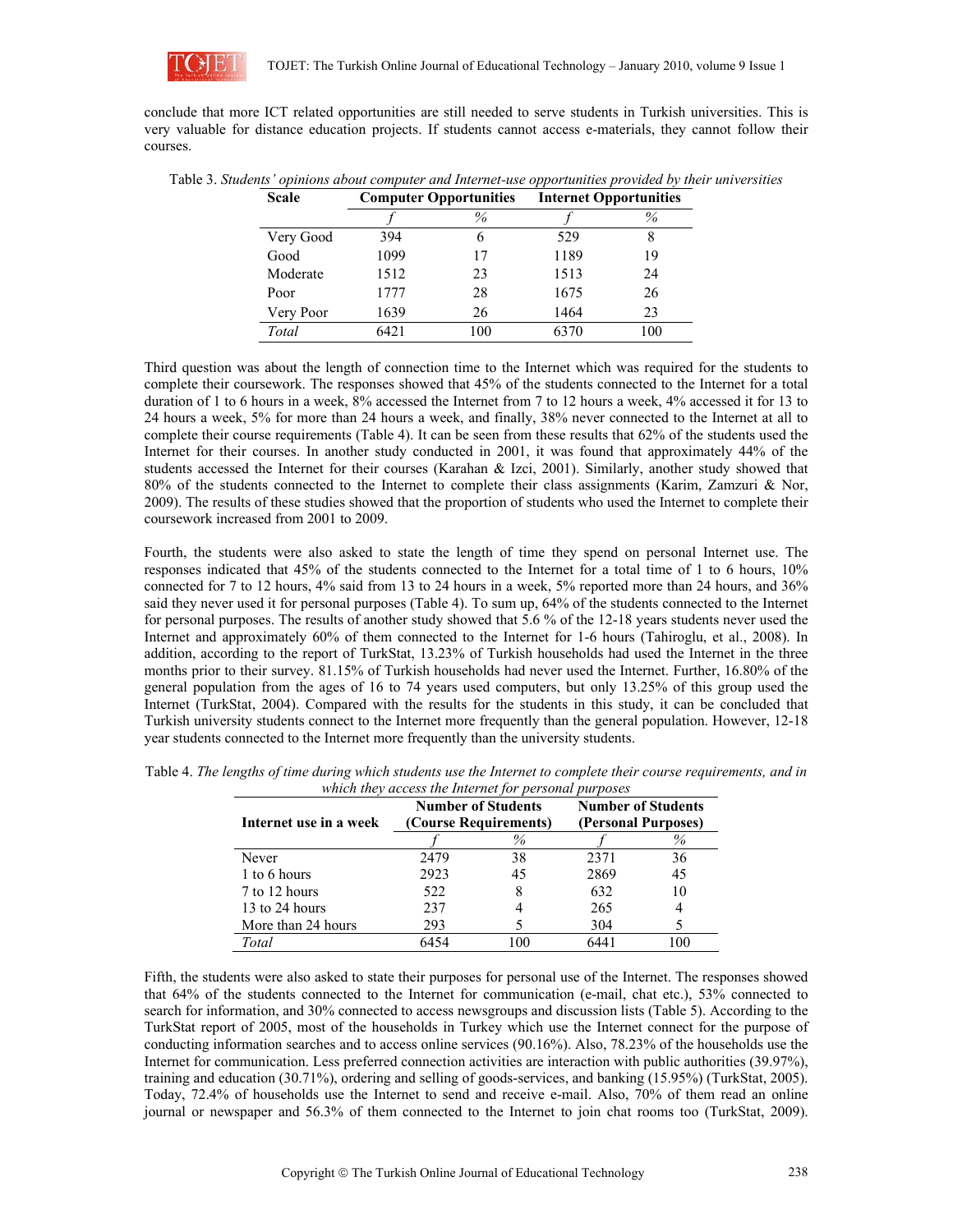conclude that more ICT related opportunities are still needed to serve students in Turkish universities. This is very valuable for distance education projects. If students cannot access e-materials, they cannot follow their courses.

Table 3. *Students' opinions about computer and Internet-use opportunities provided by their universities*

| Scale | Computer Opportunities | | Internet Opportunities | |
|---|---|---|---|---|
| | *f* | % | *f* | % |
| Very Good | 394 | 6 | 529 | 8 |
| Good | 1099 | 17 | 1189 | 19 |
| Moderate | 1512 | 23 | 1513 | 24 |
| Poor | 1777 | 28 | 1675 | 26 |
| Very Poor | 1639 | 26 | 1464 | 23 |
| *Total* | 6421 | 100 | 6370 | 100 |

Third question was about the length of connection time to the Internet which was required for the students to complete their coursework. The responses showed that 45% of the students connected to the Internet for a total duration of 1 to 6 hours in a week, 8% accessed the Internet from 7 to 12 hours a week, 4% accessed it for 13 to 24 hours a week, 5% for more than 24 hours a week, and finally, 38% never connected to the Internet at all to complete their course requirements (Table 4). It can be seen from these results that 62% of the students used the Internet for their courses. In another study conducted in 2001, it was found that approximately 44% of the students accessed the Internet for their courses (Karahan & Izci, 2001). Similarly, another study showed that 80% of the students connected to the Internet to complete their class assignments (Karim, Zamzuri & Nor, 2009). The results of these studies showed that the proportion of students who used the Internet to complete their coursework increased from 2001 to 2009.

Fourth, the students were also asked to state the length of time they spend on personal Internet use. The responses indicated that 45% of the students connected to the Internet for a total time of 1 to 6 hours, 10% connected for 7 to 12 hours, 4% said from 13 to 24 hours in a week, 5% reported more than 24 hours, and 36% said they never used it for personal purposes (Table 4). To sum up, 64% of the students connected to the Internet for personal purposes. The results of another study showed that 5.6 % of the 12-18 years students never used the Internet and approximately 60% of them connected to the Internet for 1-6 hours (Tahiroglu, et al., 2008). In addition, according to the report of TurkStat, 13.23% of Turkish households had used the Internet in the three months prior to their survey. 81.15% of Turkish households had never used the Internet. Further, 16.80% of the general population from the ages of 16 to 74 years used computers, but only 13.25% of this group used the Internet (TurkStat, 2004). Compared with the results for the students in this study, it can be concluded that Turkish university students connect to the Internet more frequently than the general population. However, 12-18 year students connected to the Internet more frequently than the university students.

Table 4. *The lengths of time during which students use the Internet to complete their course requirements, and in which they access the Internet for personal purposes*

| Internet use in a week | Number of Students (Course Requirements) | | Number of Students (Personal Purposes) | |
|---|---|---|---|---|
| | *f* | % | *f* | % |
| Never | 2479 | 38 | 2371 | 36 |
| 1 to 6 hours | 2923 | 45 | 2869 | 45 |
| 7 to 12 hours | 522 | 8 | 632 | 10 |
| 13 to 24 hours | 237 | 4 | 265 | 4 |
| More than 24 hours | 293 | 5 | 304 | 5 |
| *Total* | 6454 | 100 | 6441 | 100 |

Fifth, the students were also asked to state their purposes for personal use of the Internet. The responses showed that 64% of the students connected to the Internet for communication (e-mail, chat etc.), 53% connected to search for information, and 30% connected to access newsgroups and discussion lists (Table 5). According to the TurkStat report of 2005, most of the households in Turkey which use the Internet connect for the purpose of conducting information searches and to access online services (90.16%). Also, 78.23% of the households use the Internet for communication. Less preferred connection activities are interaction with public authorities (39.97%), training and education (30.71%), ordering and selling of goods-services, and banking (15.95%) (TurkStat, 2005). Today, 72.4% of households use the Internet to send and receive e-mail. Also, 70% of them read an online journal or newspaper and 56.3% of them connected to the Internet to join chat rooms too (TurkStat, 2009).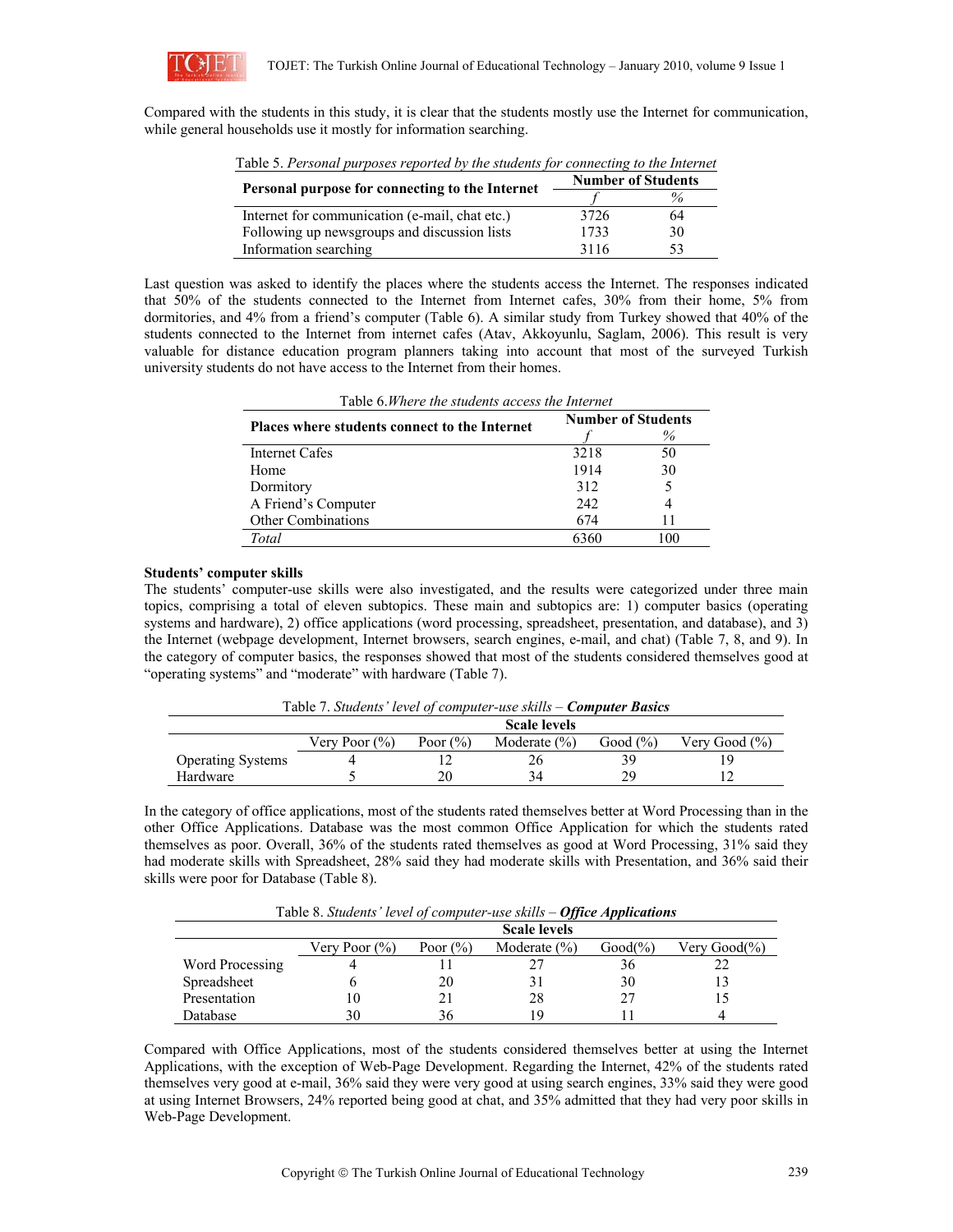Compared with the students in this study, it is clear that the students mostly use the Internet for communication, while general households use it mostly for information searching.

Table 5. *Personal purposes reported by the students for connecting to the Internet*

| Personal purpose for connecting to the Internet | Number of Students | |
|---|---|---|
| | *f* | *%* |
| Internet for communication (e-mail, chat etc.) | 3726 | 64 |
| Following up newsgroups and discussion lists | 1733 | 30 |
| Information searching | 3116 | 53 |

Last question was asked to identify the places where the students access the Internet. The responses indicated that 50% of the students connected to the Internet from Internet cafes, 30% from their home, 5% from dormitories, and 4% from a friend's computer (Table 6). A similar study from Turkey showed that 40% of the students connected to the Internet from internet cafes (Atav, Akkoyunlu, Saglam, 2006). This result is very valuable for distance education program planners taking into account that most of the surveyed Turkish university students do not have access to the Internet from their homes.

Table 6. *Where the students access the Internet*

| Places where students connect to the Internet | Number of Students | |
|---|---|---|
| | *f* | *%* |
| Internet Cafes | 3218 | 50 |
| Home | 1914 | 30 |
| Dormitory | 312 | 5 |
| A Friend's Computer | 242 | 4 |
| Other Combinations | 674 | 11 |
| *Total* | 6360 | 100 |

**Students' computer skills**

The students' computer-use skills were also investigated, and the results were categorized under three main topics, comprising a total of eleven subtopics. These main and subtopics are: 1) computer basics (operating systems and hardware), 2) office applications (word processing, spreadsheet, presentation, and database), and 3) the Internet (webpage development, Internet browsers, search engines, e-mail, and chat) (Table 7, 8, and 9). In the category of computer basics, the responses showed that most of the students considered themselves good at "operating systems" and "moderate" with hardware (Table 7).

Table 7. *Students' level of computer-use skills – **Computer Basics***

| | Scale levels | | | | |
|---|---|---|---|---|---|
| | Very Poor (%) | Poor (%) | Moderate (%) | Good (%) | Very Good (%) |
| Operating Systems | 4 | 12 | 26 | 39 | 19 |
| Hardware | 5 | 20 | 34 | 29 | 12 |

In the category of office applications, most of the students rated themselves better at Word Processing than in the other Office Applications. Database was the most common Office Application for which the students rated themselves as poor. Overall, 36% of the students rated themselves as good at Word Processing, 31% said they had moderate skills with Spreadsheet, 28% said they had moderate skills with Presentation, and 36% said their skills were poor for Database (Table 8).

Table 8. *Students' level of computer-use skills – **Office Applications***

| | Scale levels | | | | |
|---|---|---|---|---|---|
| | Very Poor (%) | Poor (%) | Moderate (%) | Good(%) | Very Good(%) |
| Word Processing | 4 | 11 | 27 | 36 | 22 |
| Spreadsheet | 6 | 20 | 31 | 30 | 13 |
| Presentation | 10 | 21 | 28 | 27 | 15 |
| Database | 30 | 36 | 19 | 11 | 4 |

Compared with Office Applications, most of the students considered themselves better at using the Internet Applications, with the exception of Web-Page Development. Regarding the Internet, 42% of the students rated themselves very good at e-mail, 36% said they were very good at using search engines, 33% said they were good at using Internet Browsers, 24% reported being good at chat, and 35% admitted that they had very poor skills in Web-Page Development.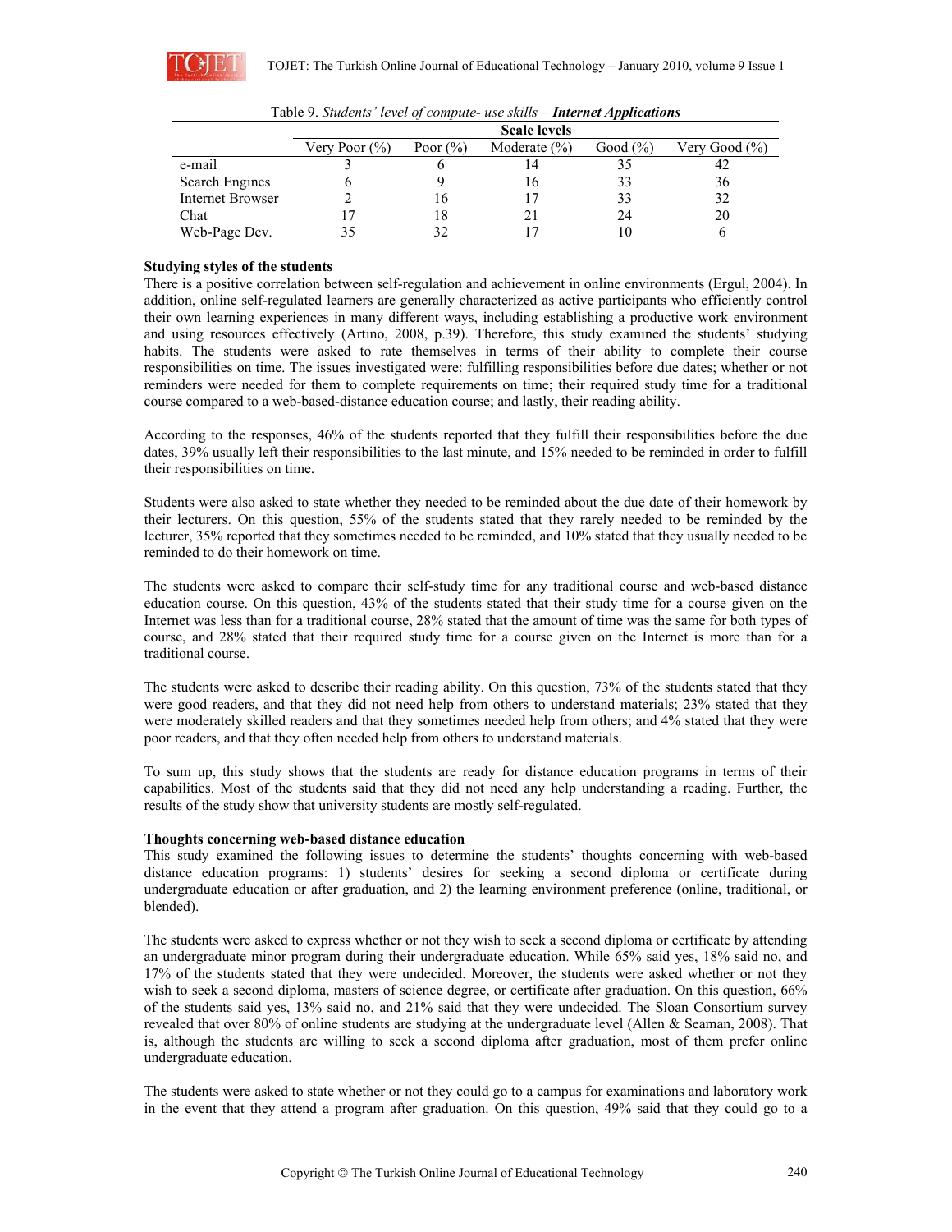Table 9. *Students' level of compute- use skills* – ***Internet Applications***

| | Scale levels | | | | |
|---|---|---|---|---|---|
| | Very Poor (%) | Poor (%) | Moderate (%) | Good (%) | Very Good (%) |
| e-mail | 3 | 6 | 14 | 35 | 42 |
| Search Engines | 6 | 9 | 16 | 33 | 36 |
| Internet Browser | 2 | 16 | 17 | 33 | 32 |
| Chat | 17 | 18 | 21 | 24 | 20 |
| Web-Page Dev. | 35 | 32 | 17 | 10 | 6 |

**Studying styles of the students**

There is a positive correlation between self-regulation and achievement in online environments (Ergul, 2004). In addition, online self-regulated learners are generally characterized as active participants who efficiently control their own learning experiences in many different ways, including establishing a productive work environment and using resources effectively (Artino, 2008, p.39). Therefore, this study examined the students' studying habits. The students were asked to rate themselves in terms of their ability to complete their course responsibilities on time. The issues investigated were: fulfilling responsibilities before due dates; whether or not reminders were needed for them to complete requirements on time; their required study time for a traditional course compared to a web-based-distance education course; and lastly, their reading ability.

According to the responses, 46% of the students reported that they fulfill their responsibilities before the due dates, 39% usually left their responsibilities to the last minute, and 15% needed to be reminded in order to fulfill their responsibilities on time.

Students were also asked to state whether they needed to be reminded about the due date of their homework by their lecturers. On this question, 55% of the students stated that they rarely needed to be reminded by the lecturer, 35% reported that they sometimes needed to be reminded, and 10% stated that they usually needed to be reminded to do their homework on time.

The students were asked to compare their self-study time for any traditional course and web-based distance education course. On this question, 43% of the students stated that their study time for a course given on the Internet was less than for a traditional course, 28% stated that the amount of time was the same for both types of course, and 28% stated that their required study time for a course given on the Internet is more than for a traditional course.

The students were asked to describe their reading ability. On this question, 73% of the students stated that they were good readers, and that they did not need help from others to understand materials; 23% stated that they were moderately skilled readers and that they sometimes needed help from others; and 4% stated that they were poor readers, and that they often needed help from others to understand materials.

To sum up, this study shows that the students are ready for distance education programs in terms of their capabilities. Most of the students said that they did not need any help understanding a reading. Further, the results of the study show that university students are mostly self-regulated.

**Thoughts concerning web-based distance education**

This study examined the following issues to determine the students' thoughts concerning with web-based distance education programs: 1) students' desires for seeking a second diploma or certificate during undergraduate education or after graduation, and 2) the learning environment preference (online, traditional, or blended).

The students were asked to express whether or not they wish to seek a second diploma or certificate by attending an undergraduate minor program during their undergraduate education. While 65% said yes, 18% said no, and 17% of the students stated that they were undecided. Moreover, the students were asked whether or not they wish to seek a second diploma, masters of science degree, or certificate after graduation. On this question, 66% of the students said yes, 13% said no, and 21% said that they were undecided. The Sloan Consortium survey revealed that over 80% of online students are studying at the undergraduate level (Allen & Seaman, 2008). That is, although the students are willing to seek a second diploma after graduation, most of them prefer online undergraduate education.

The students were asked to state whether or not they could go to a campus for examinations and laboratory work in the event that they attend a program after graduation. On this question, 49% said that they could go to a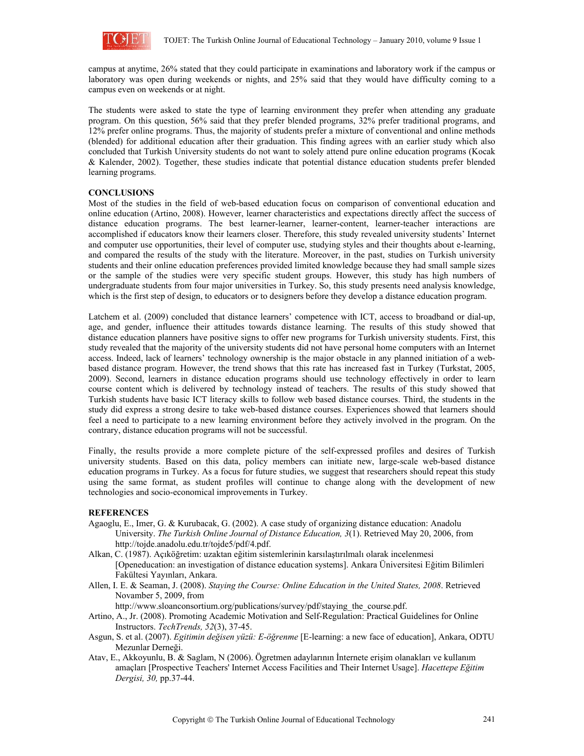campus at anytime, 26% stated that they could participate in examinations and laboratory work if the campus or laboratory was open during weekends or nights, and 25% said that they would have difficulty coming to a campus even on weekends or at night.

The students were asked to state the type of learning environment they prefer when attending any graduate program. On this question, 56% said that they prefer blended programs, 32% prefer traditional programs, and 12% prefer online programs. Thus, the majority of students prefer a mixture of conventional and online methods (blended) for additional education after their graduation. This finding agrees with an earlier study which also concluded that Turkish University students do not want to solely attend pure online education programs (Kocak & Kalender, 2002). Together, these studies indicate that potential distance education students prefer blended learning programs.

## CONCLUSIONS

Most of the studies in the field of web-based education focus on comparison of conventional education and online education (Artino, 2008). However, learner characteristics and expectations directly affect the success of distance education programs. The best learner-learner, learner-content, learner-teacher interactions are accomplished if educators know their learners closer. Therefore, this study revealed university students' Internet and computer use opportunities, their level of computer use, studying styles and their thoughts about e-learning, and compared the results of the study with the literature. Moreover, in the past, studies on Turkish university students and their online education preferences provided limited knowledge because they had small sample sizes or the sample of the studies were very specific student groups. However, this study has high numbers of undergraduate students from four major universities in Turkey. So, this study presents need analysis knowledge, which is the first step of design, to educators or to designers before they develop a distance education program.

Latchem et al. (2009) concluded that distance learners' competence with ICT, access to broadband or dial-up, age, and gender, influence their attitudes towards distance learning. The results of this study showed that distance education planners have positive signs to offer new programs for Turkish university students. First, this study revealed that the majority of the university students did not have personal home computers with an Internet access. Indeed, lack of learners' technology ownership is the major obstacle in any planned initiation of a web-based distance program. However, the trend shows that this rate has increased fast in Turkey (Turkstat, 2005, 2009). Second, learners in distance education programs should use technology effectively in order to learn course content which is delivered by technology instead of teachers. The results of this study showed that Turkish students have basic ICT literacy skills to follow web based distance courses. Third, the students in the study did express a strong desire to take web-based distance courses. Experiences showed that learners should feel a need to participate to a new learning environment before they actively involved in the program. On the contrary, distance education programs will not be successful.

Finally, the results provide a more complete picture of the self-expressed profiles and desires of Turkish university students. Based on this data, policy members can initiate new, large-scale web-based distance education programs in Turkey. As a focus for future studies, we suggest that researchers should repeat this study using the same format, as student profiles will continue to change along with the development of new technologies and socio-economical improvements in Turkey.

## REFERENCES

Agaoglu, E., Imer, G. & Kurubacak, G. (2002). A case study of organizing distance education: Anadolu University. *The Turkish Online Journal of Distance Education, 3*(1). Retrieved May 20, 2006, from http://tojde.anadolu.edu.tr/tojde5/pdf/4.pdf.

Alkan, C. (1987). Açıköğretim: uzaktan eğitim sistemlerinin karsılaştırılmalı olarak incelenmesi [Openeducation: an investigation of distance education systems]. Ankara Üniversitesi Eğitim Bilimleri Fakültesi Yayınları, Ankara.

Allen, I. E. & Seaman, J. (2008). *Staying the Course: Online Education in the United States, 2008*. Retrieved Novamber 5, 2009, from http://www.sloanconsortium.org/publications/survey/pdf/staying_the_course.pdf.

Artino, A., Jr. (2008). Promoting Academic Motivation and Self-Regulation: Practical Guidelines for Online Instructors. *TechTrends, 52*(3), 37-45.

Asgun, S. et al. (2007). *Egitimin değisen yüzü: E-öğrenme* [E-learning: a new face of education], Ankara, ODTU Mezunlar Derneği.

Atav, E., Akkoyunlu, B. & Saglam, N (2006). Öğretmen adaylarının İnternete erişim olanakları ve kullanım amaçları [Prospective Teachers' Internet Access Facilities and Their Internet Usage]. *Hacettepe Eğitim Dergisi, 30,* pp.37-44.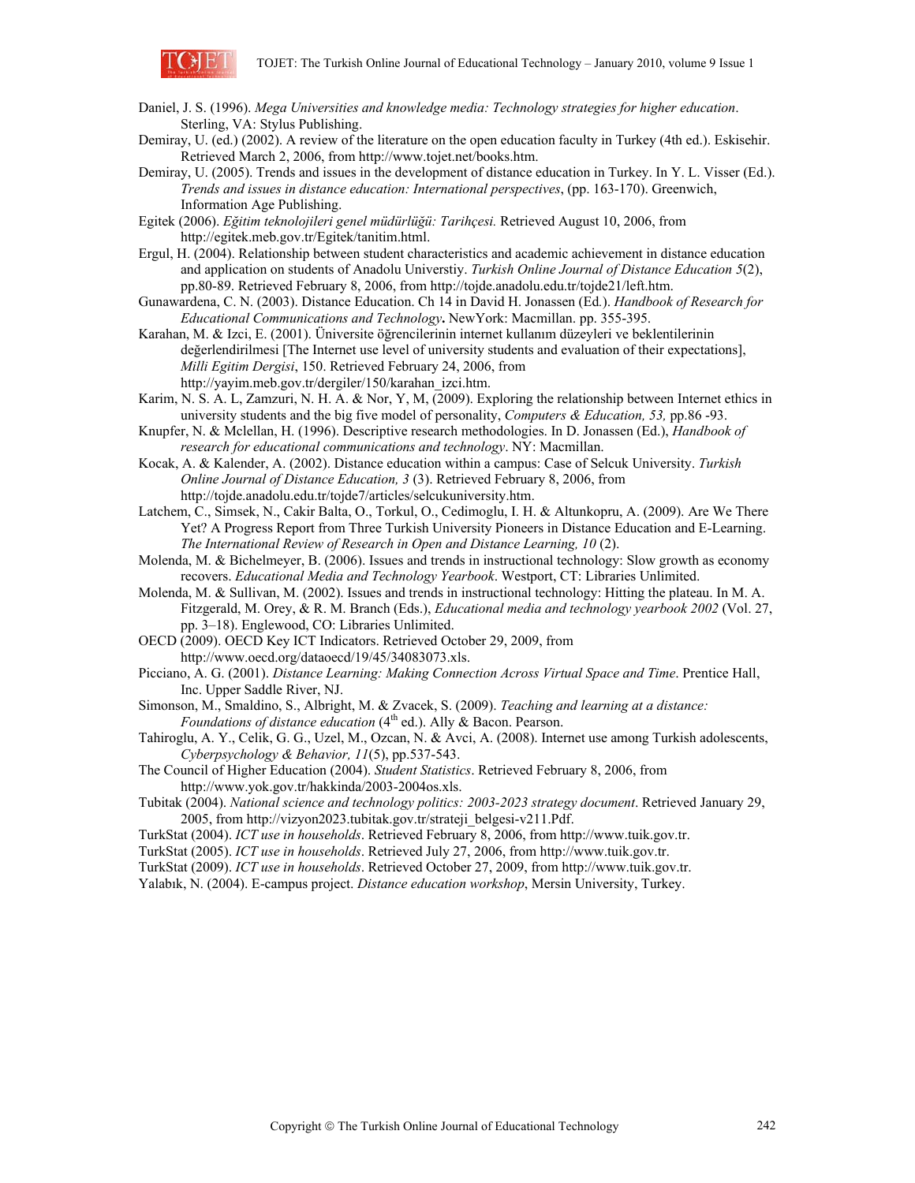Daniel, J. S. (1996). *Mega Universities and knowledge media: Technology strategies for higher education*. Sterling, VA: Stylus Publishing.

Demiray, U. (ed.) (2002). A review of the literature on the open education faculty in Turkey (4th ed.). Eskisehir. Retrieved March 2, 2006, from http://www.tojet.net/books.htm.

Demiray, U. (2005). Trends and issues in the development of distance education in Turkey. In Y. L. Visser (Ed.). *Trends and issues in distance education: International perspectives*, (pp. 163-170). Greenwich, Information Age Publishing.

Egitek (2006). *Eğitim teknolojileri genel müdürlüğü: Tarihçesi.* Retrieved August 10, 2006, from http://egitek.meb.gov.tr/Egitek/tanitim.html.

Ergul, H. (2004). Relationship between student characteristics and academic achievement in distance education and application on students of Anadolu Universtiy. *Turkish Online Journal of Distance Education 5*(2), pp.80-89. Retrieved February 8, 2006, from http://tojde.anadolu.edu.tr/tojde21/left.htm.

Gunawardena, C. N. (2003). Distance Education. Ch 14 in David H. Jonassen (Ed.). *Handbook of Research for Educational Communications and Technology***.** NewYork: Macmillan. pp. 355-395.

Karahan, M. & Izci, E. (2001). Üniversite öğrencilerinin internet kullanım düzeyleri ve beklentilerinin değerlendirilmesi [The Internet use level of university students and evaluation of their expectations], *Milli Egitim Dergisi*, 150. Retrieved February 24, 2006, from http://yayim.meb.gov.tr/dergiler/150/karahan_izci.htm.

Karim, N. S. A. L, Zamzuri, N. H. A. & Nor, Y, M, (2009). Exploring the relationship between Internet ethics in university students and the big five model of personality, *Computers & Education, 53,* pp.86 -93.

Knupfer, N. & Mclellan, H. (1996). Descriptive research methodologies. In D. Jonassen (Ed.), *Handbook of research for educational communications and technology*. NY: Macmillan.

Kocak, A. & Kalender, A. (2002). Distance education within a campus: Case of Selcuk University. *Turkish Online Journal of Distance Education, 3* (3). Retrieved February 8, 2006, from http://tojde.anadolu.edu.tr/tojde7/articles/selcukuniversity.htm.

Latchem, C., Simsek, N., Cakir Balta, O., Torkul, O., Cedimoglu, I. H. & Altunkopru, A. (2009). Are We There Yet? A Progress Report from Three Turkish University Pioneers in Distance Education and E-Learning. *The International Review of Research in Open and Distance Learning, 10* (2).

Molenda, M. & Bichelmeyer, B. (2006). Issues and trends in instructional technology: Slow growth as economy recovers. *Educational Media and Technology Yearbook*. Westport, CT: Libraries Unlimited.

Molenda, M. & Sullivan, M. (2002). Issues and trends in instructional technology: Hitting the plateau. In M. A. Fitzgerald, M. Orey, & R. M. Branch (Eds.), *Educational media and technology yearbook 2002* (Vol. 27, pp. 3–18). Englewood, CO: Libraries Unlimited.

OECD (2009). OECD Key ICT Indicators. Retrieved October 29, 2009, from http://www.oecd.org/dataoecd/19/45/34083073.xls.

Picciano, A. G. (2001). *Distance Learning: Making Connection Across Virtual Space and Time*. Prentice Hall, Inc. Upper Saddle River, NJ.

Simonson, M., Smaldino, S., Albright, M. & Zvacek, S. (2009). *Teaching and learning at a distance: Foundations of distance education* (4th ed.). Ally & Bacon. Pearson.

Tahiroglu, A. Y., Celik, G. G., Uzel, M., Ozcan, N. & Avci, A. (2008). Internet use among Turkish adolescents, *Cyberpsychology & Behavior, 11*(5), pp.537-543.

The Council of Higher Education (2004). *Student Statistics*. Retrieved February 8, 2006, from http://www.yok.gov.tr/hakkinda/2003-2004os.xls.

Tubitak (2004). *National science and technology politics: 2003-2023 strategy document*. Retrieved January 29, 2005, from http://vizyon2023.tubitak.gov.tr/strateji_belgesi-v211.Pdf.

TurkStat (2004). *ICT use in households*. Retrieved February 8, 2006, from http://www.tuik.gov.tr.

TurkStat (2005). *ICT use in households*. Retrieved July 27, 2006, from http://www.tuik.gov.tr.

TurkStat (2009). *ICT use in households*. Retrieved October 27, 2009, from http://www.tuik.gov.tr.

Yalabık, N. (2004). E-campus project. *Distance education workshop*, Mersin University, Turkey.